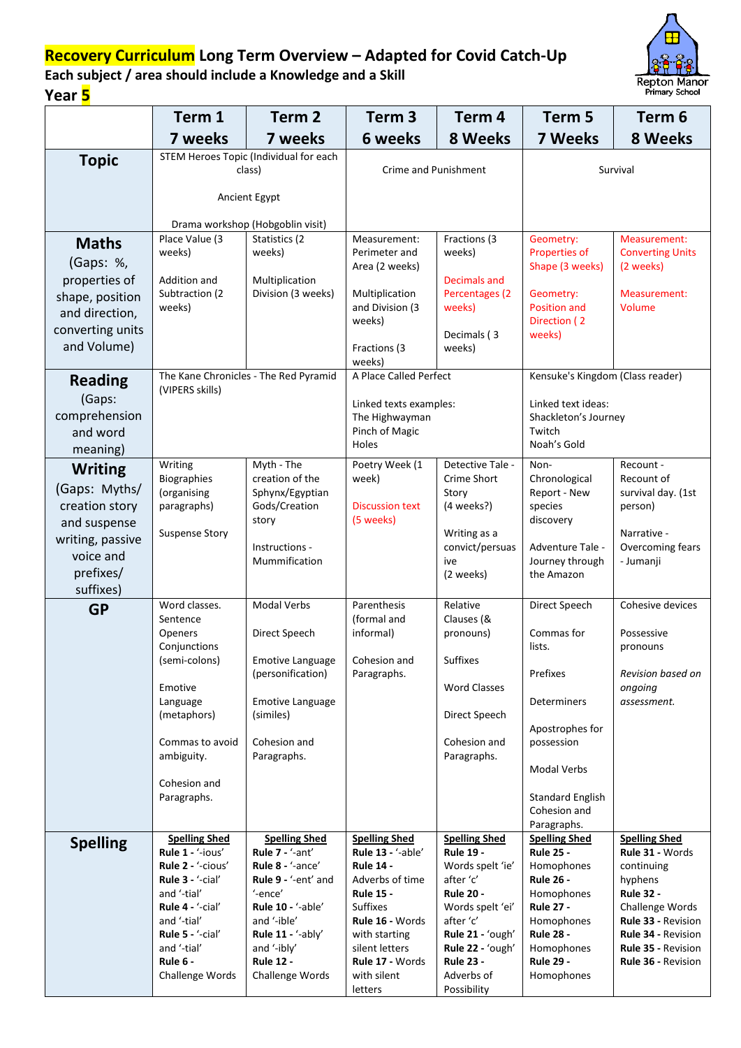# Recovery Curriculum Long Term Overview – Adapted for Covid Catch-Up

**Each subject / area should include a Knowledge and a Skill**

**Year 5**

Repton Manor Primary School

| | Term 1 7 weeks | Term 2 7 weeks | Term 3 6 weeks | Term 4 8 Weeks | Term 5 7 Weeks | Term 6 8 Weeks |
|---|---|---|---|---|---|---|
| **Topic** | STEM Heroes Topic (Individual for each class)<br><br>Ancient Egypt<br><br>Drama workshop (Hobgoblin visit) | | Crime and Punishment | | Survival | |
| **Maths** (Gaps: %, properties of shape, position and direction, converting units and Volume) | Place Value (3 weeks)<br><br>Addition and Subtraction (2 weeks) | Statistics (2 weeks)<br><br>Multiplication Division (3 weeks) | Measurement: Perimeter and Area (2 weeks)<br><br>Multiplication and Division (3 weeks)<br><br>Fractions (3 weeks) | Fractions (3 weeks)<br><br>Decimals and Percentages (2 weeks)<br><br>Decimals ( 3 weeks) | Geometry: Properties of Shape (3 weeks)<br><br>Geometry: Position and Direction ( 2 weeks) | Measurement: Converting Units (2 weeks)<br><br>Measurement: Volume |
| **Reading** (Gaps: comprehension and word meaning) | The Kane Chronicles - The Red Pyramid (VIPERS skills) | | A Place Called Perfect<br><br>Linked texts examples:<br>The Highwayman<br>Pinch of Magic<br>Holes | | Kensuke's Kingdom (Class reader)<br><br>Linked text ideas:<br>Shackleton's Journey<br>Twitch<br>Noah's Gold | |
| **Writing** (Gaps: Myths/ creation story and suspense writing, passive voice and prefixes/ suffixes) | Writing Biographies (organising paragraphs)<br><br>Suspense Story | Myth - The creation of the Sphynx/Egyptian Gods/Creation story<br><br>Instructions - Mummification | Poetry Week (1 week)<br><br>Discussion text (5 weeks) | Detective Tale - Crime Short Story (4 weeks?)<br><br>Writing as a convict/persuasive (2 weeks) | Non-Chronological Report - New species discovery<br><br>Adventure Tale - Journey through the Amazon | Recount - Recount of survival day. (1st person)<br><br>Narrative - Overcoming fears - Jumanji |
| **GP** | Word classes. Sentence Openers Conjunctions (semi-colons)<br><br>Emotive Language (metaphors)<br><br>Commas to avoid ambiguity.<br><br>Cohesion and Paragraphs. | Modal Verbs<br><br>Direct Speech<br><br>Emotive Language (personification)<br><br>Emotive Language (similes)<br><br>Cohesion and Paragraphs. | Parenthesis (formal and informal)<br><br>Cohesion and Paragraphs. | Relative Clauses (& pronouns)<br><br>Suffixes<br><br>Word Classes<br><br>Direct Speech<br><br>Cohesion and Paragraphs. | Direct Speech<br><br>Commas for lists.<br><br>Prefixes<br><br>Determiners<br><br>Apostrophes for possession<br><br>Modal Verbs<br><br>Standard English Cohesion and Paragraphs. | Cohesive devices<br><br>Possessive pronouns<br><br>*Revision based on ongoing assessment.* |
| **Spelling** | **Spelling Shed**<br>**Rule 1 -** '-ious'<br>**Rule 2 -** '-cious'<br>**Rule 3 -** '-cial' and '-tial'<br>**Rule 4 -** '-cial' and '-tial'<br>**Rule 5 -** '-cial' and '-tial'<br>**Rule 6 -** Challenge Words | **Spelling Shed**<br>**Rule 7 -** '-ant'<br>**Rule 8 -** '-ance'<br>**Rule 9 -** '-ent' and '-ence'<br>**Rule 10 -** '-able' and '-ible'<br>**Rule 11 -** '-ably' and '-ibly'<br>**Rule 12 -** Challenge Words | **Spelling Shed**<br>**Rule 13 -** '-able'<br>**Rule 14 -** Adverbs of time<br>**Rule 15 -** Suffixes<br>**Rule 16 -** Words with starting silent letters<br>**Rule 17 -** Words with silent letters | **Spelling Shed**<br>**Rule 19 -** Words spelt 'ie' after 'c'<br>**Rule 20 -** Words spelt 'ei' after 'c'<br>**Rule 21 -** 'ough'<br>**Rule 22 -** 'ough'<br>**Rule 23 -** Adverbs of Possibility | **Spelling Shed**<br>**Rule 25 -** Homophones<br>**Rule 26 -** Homophones<br>**Rule 27 -** Homophones<br>**Rule 28 -** Homophones<br>**Rule 29 -** Homophones | **Spelling Shed**<br>**Rule 31 -** Words continuing hyphens<br>**Rule 32 -** Challenge Words<br>**Rule 33 -** Revision<br>**Rule 34 -** Revision<br>**Rule 35 -** Revision<br>**Rule 36 -** Revision |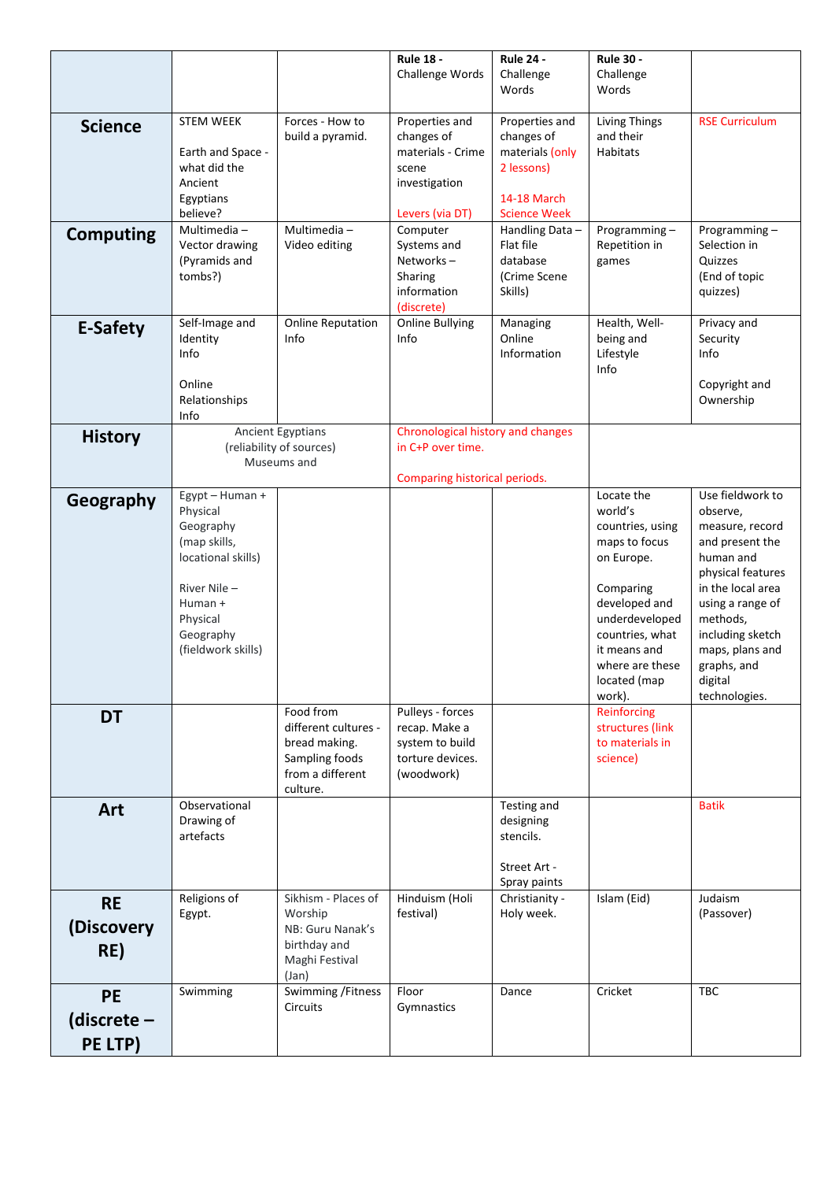| | | | Rule 18 - Challenge Words | Rule 24 - Challenge Words | Rule 30 - Challenge Words | |
|---|---|---|---|---|---|---|
| **Science** | STEM WEEK<br><br>Earth and Space - what did the Ancient Egyptians believe? | Forces - How to build a pyramid. | Properties and changes of materials - Crime scene investigation<br><br>Levers (via DT) | Properties and changes of materials (only 2 lessons)<br><br>14-18 March Science Week | Living Things and their Habitats | RSE Curriculum |
| **Computing** | Multimedia – Vector drawing (Pyramids and tombs?) | Multimedia – Video editing | Computer Systems and Networks – Sharing information (discrete) | Handling Data – Flat file database (Crime Scene Skills) | Programming – Repetition in games | Programming – Selection in Quizzes (End of topic quizzes) |
| **E-Safety** | Self-Image and Identity Info<br><br>Online Relationships Info | Online Reputation Info | Online Bullying Info | Managing Online Information | Health, Well-being and Lifestyle Info | Privacy and Security Info<br><br>Copyright and Ownership |
| **History** | Ancient Egyptians (reliability of sources) Museums and | | Chronological history and changes in C+P over time.<br><br>Comparing historical periods. | | | |
| **Geography** | Egypt – Human + Physical Geography (map skills, locational skills)<br><br>River Nile – Human + Physical Geography (fieldwork skills) | | | | Locate the world's countries, using maps to focus on Europe.<br><br>Comparing developed and underdeveloped countries, what it means and where are these located (map work). | Use fieldwork to observe, measure, record and present the human and physical features in the local area using a range of methods, including sketch maps, plans and graphs, and digital technologies. |
| **DT** | | Food from different cultures - bread making. Sampling foods from a different culture. | Pulleys - forces recap. Make a system to build torture devices. (woodwork) | | Reinforcing structures (link to materials in science) | |
| **Art** | Observational Drawing of artefacts | | | Testing and designing stencils.<br><br>Street Art - Spray paints | | Batik |
| **RE (Discovery RE)** | Religions of Egypt. | Sikhism - Places of Worship NB: Guru Nanak's birthday and Maghi Festival (Jan) | Hinduism (Holi festival) | Christianity - Holy week. | Islam (Eid) | Judaism (Passover) |
| **PE (discrete – PE LTP)** | Swimming | Swimming /Fitness Circuits | Floor Gymnastics | Dance | Cricket | TBC |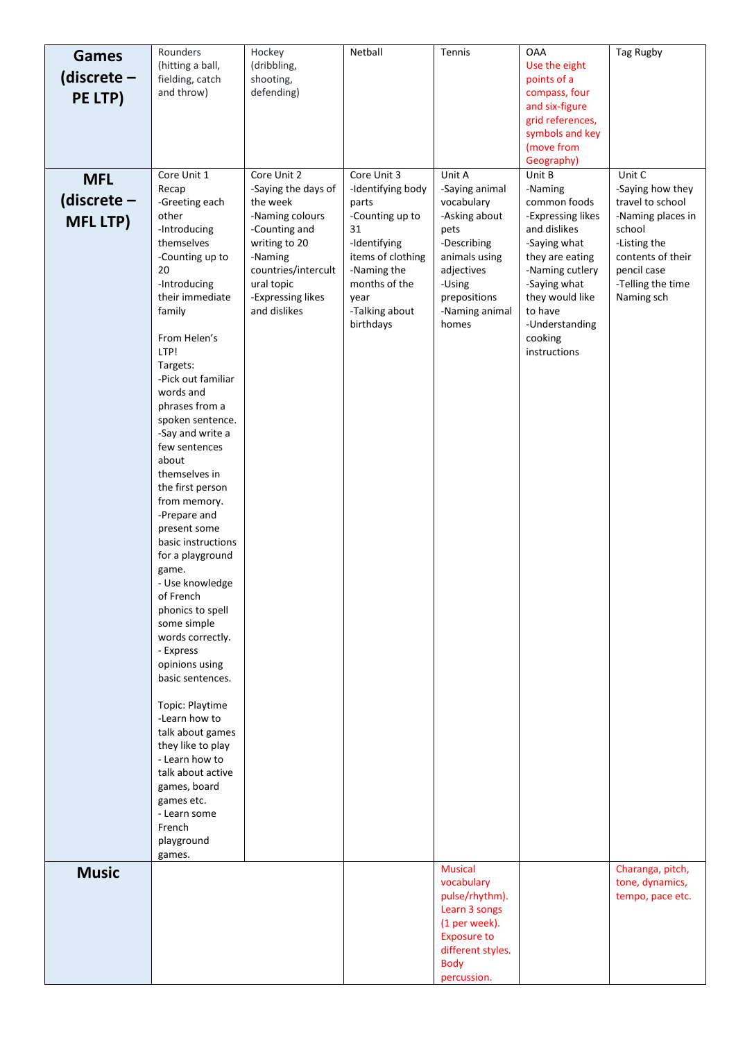| | | | | | | |
|---|---|---|---|---|---|---|
| **Games (discrete – PE LTP)** | Rounders (hitting a ball, fielding, catch and throw) | Hockey (dribbling, shooting, defending) | Netball | Tennis | OAA Use the eight points of a compass, four and six-figure grid references, symbols and key (move from Geography) | Tag Rugby |
| **MFL (discrete – MFL LTP)** | Core Unit 1 Recap -Greeting each other -Introducing themselves -Counting up to 20 -Introducing their immediate family<br><br>From Helen's LTP!<br>Targets:<br>-Pick out familiar words and phrases from a spoken sentence.<br>-Say and write a few sentences about themselves in the first person from memory.<br>-Prepare and present some basic instructions for a playground game.<br>- Use knowledge of French phonics to spell some simple words correctly.<br>- Express opinions using basic sentences.<br><br>Topic: Playtime<br>-Learn how to talk about games they like to play<br>- Learn how to talk about active games, board games etc.<br>- Learn some French playground games. | Core Unit 2 -Saying the days of the week -Naming colours -Counting and writing to 20 -Naming countries/intercultural topic -Expressing likes and dislikes | Core Unit 3 -Identifying body parts -Counting up to 31 -Identifying items of clothing -Naming the months of the year -Talking about birthdays | Unit A -Saying animal vocabulary -Asking about pets -Describing animals using adjectives -Using prepositions -Naming animal homes | Unit B -Naming common foods -Expressing likes and dislikes -Saying what they are eating -Naming cutlery -Saying what they would like to have -Understanding cooking instructions | Unit C -Saying how they travel to school -Naming places in school -Listing the contents of their pencil case -Telling the time Naming sch |
| **Music** | | | | Musical vocabulary pulse/rhythm). Learn 3 songs (1 per week). Exposure to different styles. Body percussion. | | Charanga, pitch, tone, dynamics, tempo, pace etc. |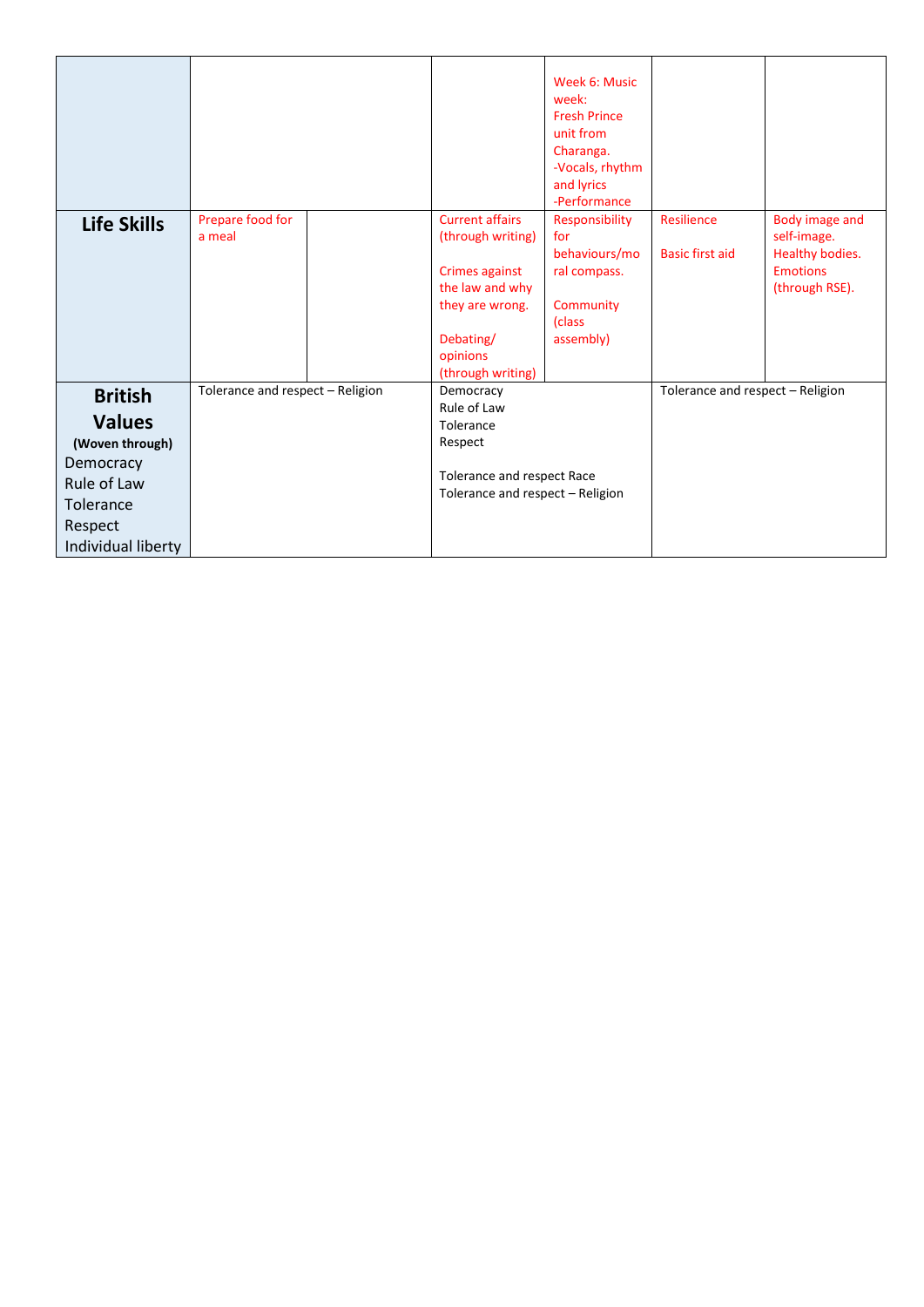| | | | | | | |
|---|---|---|---|---|---|---|
| | | | | Week 6: Music week:<br>Fresh Prince unit from Charanga.<br>-Vocals, rhythm and lyrics<br>-Performance | | |
| **Life Skills** | Prepare food for a meal | | Current affairs (through writing)<br><br>Crimes against the law and why they are wrong.<br><br>Debating/ opinions (through writing) | Responsibility for behaviours/moral compass.<br><br>Community (class assembly) | Resilience<br><br>Basic first aid | Body image and self-image.<br>Healthy bodies.<br>Emotions (through RSE). |
| **British Values**<br>**(Woven through)**<br>Democracy<br>Rule of Law<br>Tolerance<br>Respect<br>Individual liberty | Tolerance and respect – Religion | | Democracy<br>Rule of Law<br>Tolerance<br>Respect<br><br>Tolerance and respect Race<br>Tolerance and respect – Religion | | Tolerance and respect – Religion | |